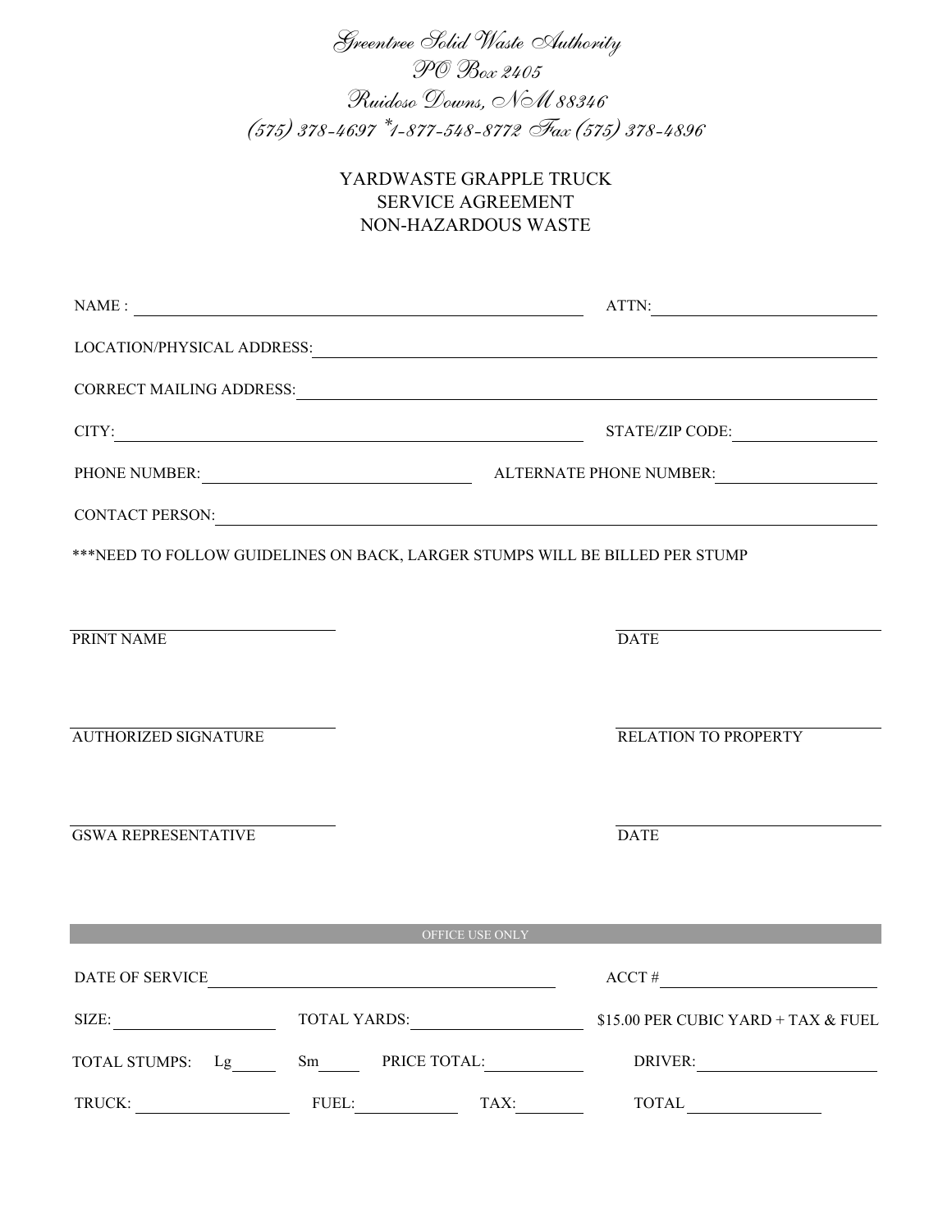*Greentree Solid Waste Authority*
*PO Box 2405*
*Ruidoso Downs, NM 88346*
*(575) 378-4697 *1-877-548-8772 Fax (575) 378-4896*

# YARDWASTE GRAPPLE TRUCK SERVICE AGREEMENT NON-HAZARDOUS WASTE

NAME : ______________________________ ATTN: ______________

LOCATION/PHYSICAL ADDRESS: ______________________________

CORRECT MAILING ADDRESS: ______________________________

CITY: ______________________________ STATE/ZIP CODE: ______________

PHONE NUMBER: ______________ ALTERNATE PHONE NUMBER: ______________

CONTACT PERSON: ______________________________

***NEED TO FOLLOW GUIDELINES ON BACK, LARGER STUMPS WILL BE BILLED PER STUMP

______________________________ ______________________________
PRINT NAME DATE

______________________________ ______________________________
AUTHORIZED SIGNATURE RELATION TO PROPERTY

______________________________ ______________________________
GSWA REPRESENTATIVE DATE

OFFICE USE ONLY

DATE OF SERVICE ______________________________ ACCT # ______________

SIZE: ______________ TOTAL YARDS: ______________ $15.00 PER CUBIC YARD + TAX & FUEL

TOTAL STUMPS: Lg_____ Sm_____ PRICE TOTAL: ______________ DRIVER: ______________

TRUCK: ______________ FUEL: ______________ TAX: ______________ TOTAL ______________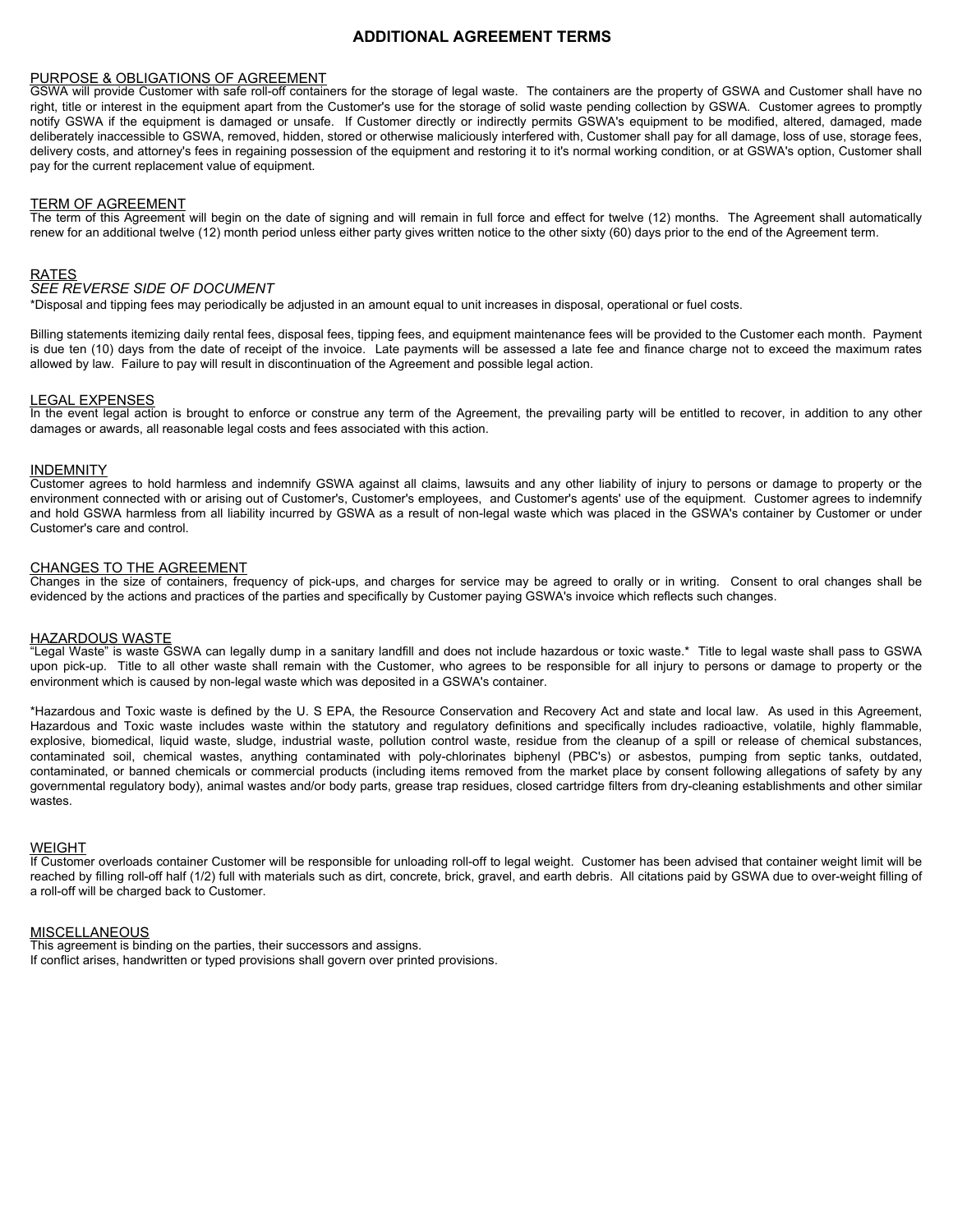# ADDITIONAL AGREEMENT TERMS

## PURPOSE & OBLIGATIONS OF AGREEMENT

GSWA will provide Customer with safe roll-off containers for the storage of legal waste. The containers are the property of GSWA and Customer shall have no right, title or interest in the equipment apart from the Customer's use for the storage of solid waste pending collection by GSWA. Customer agrees to promptly notify GSWA if the equipment is damaged or unsafe. If Customer directly or indirectly permits GSWA's equipment to be modified, altered, damaged, made deliberately inaccessible to GSWA, removed, hidden, stored or otherwise maliciously interfered with, Customer shall pay for all damage, loss of use, storage fees, delivery costs, and attorney's fees in regaining possession of the equipment and restoring it to it's normal working condition, or at GSWA's option, Customer shall pay for the current replacement value of equipment.

## TERM OF AGREEMENT

The term of this Agreement will begin on the date of signing and will remain in full force and effect for twelve (12) months. The Agreement shall automatically renew for an additional twelve (12) month period unless either party gives written notice to the other sixty (60) days prior to the end of the Agreement term.

## RATES

*SEE REVERSE SIDE OF DOCUMENT*

*Disposal and tipping fees may periodically be adjusted in an amount equal to unit increases in disposal, operational or fuel costs.

Billing statements itemizing daily rental fees, disposal fees, tipping fees, and equipment maintenance fees will be provided to the Customer each month. Payment is due ten (10) days from the date of receipt of the invoice. Late payments will be assessed a late fee and finance charge not to exceed the maximum rates allowed by law. Failure to pay will result in discontinuation of the Agreement and possible legal action.

## LEGAL EXPENSES

In the event legal action is brought to enforce or construe any term of the Agreement, the prevailing party will be entitled to recover, in addition to any other damages or awards, all reasonable legal costs and fees associated with this action.

## INDEMNITY

Customer agrees to hold harmless and indemnify GSWA against all claims, lawsuits and any other liability of injury to persons or damage to property or the environment connected with or arising out of Customer's, Customer's employees, and Customer's agents' use of the equipment. Customer agrees to indemnify and hold GSWA harmless from all liability incurred by GSWA as a result of non-legal waste which was placed in the GSWA's container by Customer or under Customer's care and control.

## CHANGES TO THE AGREEMENT

Changes in the size of containers, frequency of pick-ups, and charges for service may be agreed to orally or in writing. Consent to oral changes shall be evidenced by the actions and practices of the parties and specifically by Customer paying GSWA's invoice which reflects such changes.

## HAZARDOUS WASTE

"Legal Waste" is waste GSWA can legally dump in a sanitary landfill and does not include hazardous or toxic waste.* Title to legal waste shall pass to GSWA upon pick-up. Title to all other waste shall remain with the Customer, who agrees to be responsible for all injury to persons or damage to property or the environment which is caused by non-legal waste which was deposited in a GSWA's container.

*Hazardous and Toxic waste is defined by the U. S EPA, the Resource Conservation and Recovery Act and state and local law. As used in this Agreement, Hazardous and Toxic waste includes waste within the statutory and regulatory definitions and specifically includes radioactive, volatile, highly flammable, explosive, biomedical, liquid waste, sludge, industrial waste, pollution control waste, residue from the cleanup of a spill or release of chemical substances, contaminated soil, chemical wastes, anything contaminated with poly-chlorinates biphenyl (PBC's) or asbestos, pumping from septic tanks, outdated, contaminated, or banned chemicals or commercial products (including items removed from the market place by consent following allegations of safety by any governmental regulatory body), animal wastes and/or body parts, grease trap residues, closed cartridge filters from dry-cleaning establishments and other similar wastes.

## WEIGHT

If Customer overloads container Customer will be responsible for unloading roll-off to legal weight. Customer has been advised that container weight limit will be reached by filling roll-off half (1/2) full with materials such as dirt, concrete, brick, gravel, and earth debris. All citations paid by GSWA due to over-weight filling of a roll-off will be charged back to Customer.

## MISCELLANEOUS

This agreement is binding on the parties, their successors and assigns.
If conflict arises, handwritten or typed provisions shall govern over printed provisions.